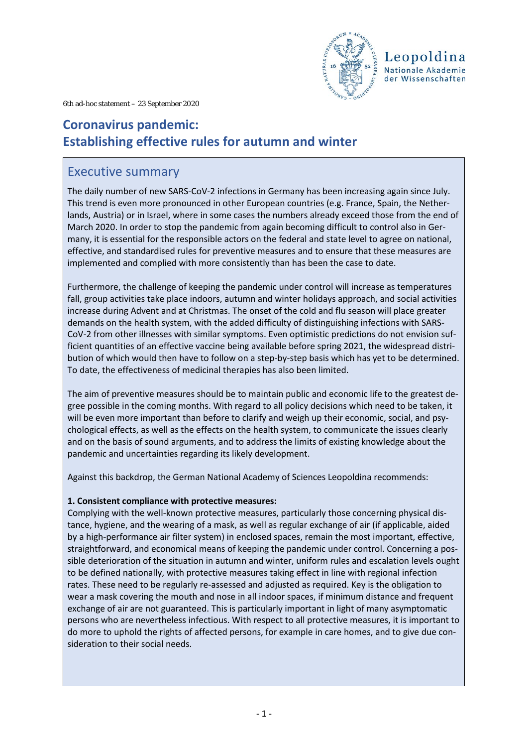6th ad-hoc statement – 23 September 2020

# Coronavirus pandemic: Establishing effective rules for autumn and winter

## Executive summary

The daily number of new SARS-CoV-2 infections in Germany has been increasing again since July. This trend is even more pronounced in other European countries (e.g. France, Spain, the Netherlands, Austria) or in Israel, where in some cases the numbers already exceed those from the end of March 2020. In order to stop the pandemic from again becoming difficult to control also in Germany, it is essential for the responsible actors on the federal and state level to agree on national, effective, and standardised rules for preventive measures and to ensure that these measures are implemented and complied with more consistently than has been the case to date.

Furthermore, the challenge of keeping the pandemic under control will increase as temperatures fall, group activities take place indoors, autumn and winter holidays approach, and social activities increase during Advent and at Christmas. The onset of the cold and flu season will place greater demands on the health system, with the added difficulty of distinguishing infections with SARS-CoV-2 from other illnesses with similar symptoms. Even optimistic predictions do not envision sufficient quantities of an effective vaccine being available before spring 2021, the widespread distribution of which would then have to follow on a step-by-step basis which has yet to be determined. To date, the effectiveness of medicinal therapies has also been limited.

The aim of preventive measures should be to maintain public and economic life to the greatest degree possible in the coming months. With regard to all policy decisions which need to be taken, it will be even more important than before to clarify and weigh up their economic, social, and psychological effects, as well as the effects on the health system, to communicate the issues clearly and on the basis of sound arguments, and to address the limits of existing knowledge about the pandemic and uncertainties regarding its likely development.

Against this backdrop, the German National Academy of Sciences Leopoldina recommends:

**1. Consistent compliance with protective measures:**
Complying with the well-known protective measures, particularly those concerning physical distance, hygiene, and the wearing of a mask, as well as regular exchange of air (if applicable, aided by a high-performance air filter system) in enclosed spaces, remain the most important, effective, straightforward, and economical means of keeping the pandemic under control. Concerning a possible deterioration of the situation in autumn and winter, uniform rules and escalation levels ought to be defined nationally, with protective measures taking effect in line with regional infection rates. These need to be regularly re-assessed and adjusted as required. Key is the obligation to wear a mask covering the mouth and nose in all indoor spaces, if minimum distance and frequent exchange of air are not guaranteed. This is particularly important in light of many asymptomatic persons who are nevertheless infectious. With respect to all protective measures, it is important to do more to uphold the rights of affected persons, for example in care homes, and to give due consideration to their social needs.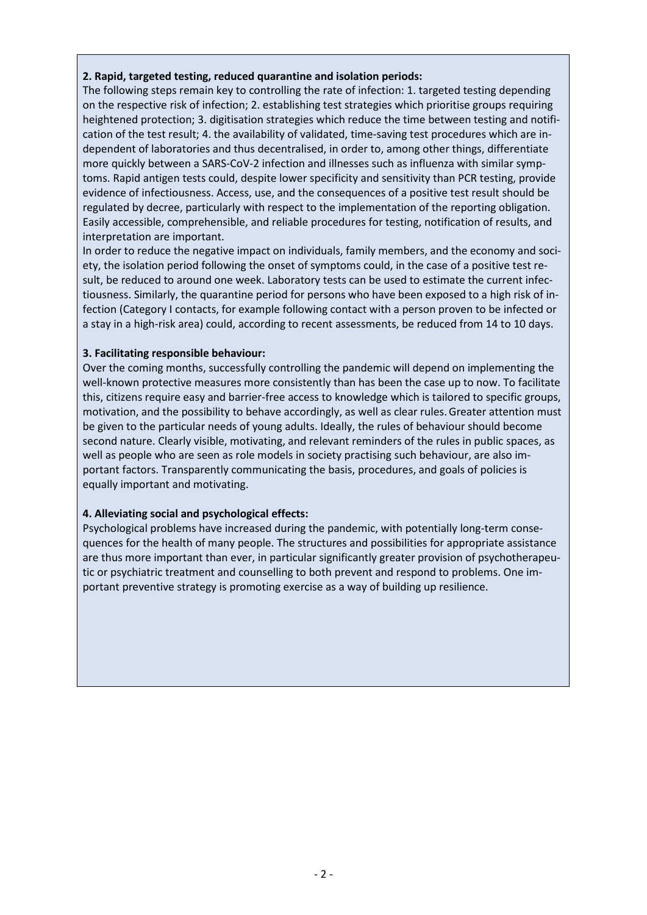**2. Rapid, targeted testing, reduced quarantine and isolation periods:**

The following steps remain key to controlling the rate of infection: 1. targeted testing depending on the respective risk of infection; 2. establishing test strategies which prioritise groups requiring heightened protection; 3. digitisation strategies which reduce the time between testing and notification of the test result; 4. the availability of validated, time-saving test procedures which are independent of laboratories and thus decentralised, in order to, among other things, differentiate more quickly between a SARS-CoV-2 infection and illnesses such as influenza with similar symptoms. Rapid antigen tests could, despite lower specificity and sensitivity than PCR testing, provide evidence of infectiousness. Access, use, and the consequences of a positive test result should be regulated by decree, particularly with respect to the implementation of the reporting obligation. Easily accessible, comprehensible, and reliable procedures for testing, notification of results, and interpretation are important.

In order to reduce the negative impact on individuals, family members, and the economy and society, the isolation period following the onset of symptoms could, in the case of a positive test result, be reduced to around one week. Laboratory tests can be used to estimate the current infectiousness. Similarly, the quarantine period for persons who have been exposed to a high risk of infection (Category I contacts, for example following contact with a person proven to be infected or a stay in a high-risk area) could, according to recent assessments, be reduced from 14 to 10 days.

**3. Facilitating responsible behaviour:**

Over the coming months, successfully controlling the pandemic will depend on implementing the well-known protective measures more consistently than has been the case up to now. To facilitate this, citizens require easy and barrier-free access to knowledge which is tailored to specific groups, motivation, and the possibility to behave accordingly, as well as clear rules. Greater attention must be given to the particular needs of young adults. Ideally, the rules of behaviour should become second nature. Clearly visible, motivating, and relevant reminders of the rules in public spaces, as well as people who are seen as role models in society practising such behaviour, are also important factors. Transparently communicating the basis, procedures, and goals of policies is equally important and motivating.

**4. Alleviating social and psychological effects:**

Psychological problems have increased during the pandemic, with potentially long-term consequences for the health of many people. The structures and possibilities for appropriate assistance are thus more important than ever, in particular significantly greater provision of psychotherapeutic or psychiatric treatment and counselling to both prevent and respond to problems. One important preventive strategy is promoting exercise as a way of building up resilience.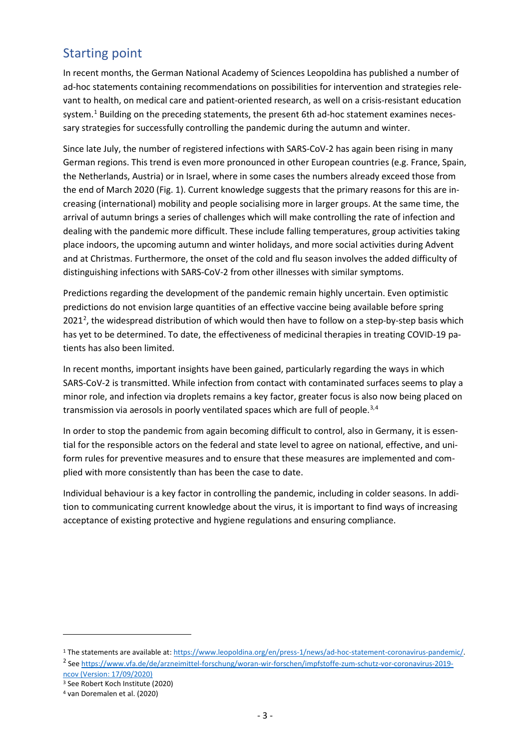## Starting point

In recent months, the German National Academy of Sciences Leopoldina has published a number of ad-hoc statements containing recommendations on possibilities for intervention and strategies relevant to health, on medical care and patient-oriented research, as well on a crisis-resistant education system.[1] Building on the preceding statements, the present 6th ad-hoc statement examines necessary strategies for successfully controlling the pandemic during the autumn and winter.

Since late July, the number of registered infections with SARS-CoV-2 has again been rising in many German regions. This trend is even more pronounced in other European countries (e.g. France, Spain, the Netherlands, Austria) or in Israel, where in some cases the numbers already exceed those from the end of March 2020 (Fig. 1). Current knowledge suggests that the primary reasons for this are increasing (international) mobility and people socialising more in larger groups. At the same time, the arrival of autumn brings a series of challenges which will make controlling the rate of infection and dealing with the pandemic more difficult. These include falling temperatures, group activities taking place indoors, the upcoming autumn and winter holidays, and more social activities during Advent and at Christmas. Furthermore, the onset of the cold and flu season involves the added difficulty of distinguishing infections with SARS-CoV-2 from other illnesses with similar symptoms.

Predictions regarding the development of the pandemic remain highly uncertain. Even optimistic predictions do not envision large quantities of an effective vaccine being available before spring 2021[2], the widespread distribution of which would then have to follow on a step-by-step basis which has yet to be determined. To date, the effectiveness of medicinal therapies in treating COVID-19 patients has also been limited.

In recent months, important insights have been gained, particularly regarding the ways in which SARS-CoV-2 is transmitted. While infection from contact with contaminated surfaces seems to play a minor role, and infection via droplets remains a key factor, greater focus is also now being placed on transmission via aerosols in poorly ventilated spaces which are full of people.[3,4]

In order to stop the pandemic from again becoming difficult to control, also in Germany, it is essential for the responsible actors on the federal and state level to agree on national, effective, and uniform rules for preventive measures and to ensure that these measures are implemented and complied with more consistently than has been the case to date.

Individual behaviour is a key factor in controlling the pandemic, including in colder seasons. In addition to communicating current knowledge about the virus, it is important to find ways of increasing acceptance of existing protective and hygiene regulations and ensuring compliance.

---

[1] The statements are available at: https://www.leopoldina.org/en/press-1/news/ad-hoc-statement-coronavirus-pandemic/.

[2] See https://www.vfa.de/de/arzneimittel-forschung/woran-wir-forschen/impfstoffe-zum-schutz-vor-coronavirus-2019-ncov (Version: 17/09/2020)

[3] See Robert Koch Institute (2020)

[4] van Doremalen et al. (2020)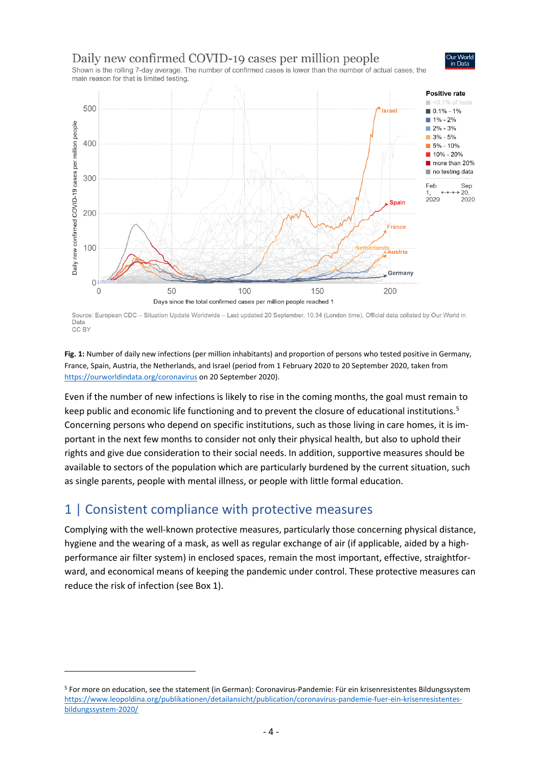Daily new confirmed COVID-19 cases per million people

Shown is the rolling 7-day average. The number of confirmed cases is lower than the number of actual cases; the main reason for that is limited testing.

Source: European CDC – Situation Update Worldwide – Last updated 20 September, 10:34 (London time), Official data collated by Our World in Data
CC BY

**Fig. 1:** Number of daily new infections (per million inhabitants) and proportion of persons who tested positive in Germany, France, Spain, Austria, the Netherlands, and Israel (period from 1 February 2020 to 20 September 2020, taken from https://ourworldindata.org/coronavirus on 20 September 2020).

Even if the number of new infections is likely to rise in the coming months, the goal must remain to keep public and economic life functioning and to prevent the closure of educational institutions.[5] Concerning persons who depend on specific institutions, such as those living in care homes, it is important in the next few months to consider not only their physical health, but also to uphold their rights and give due consideration to their social needs. In addition, supportive measures should be available to sectors of the population which are particularly burdened by the current situation, such as single parents, people with mental illness, or people with little formal education.

## 1 | Consistent compliance with protective measures

Complying with the well-known protective measures, particularly those concerning physical distance, hygiene and the wearing of a mask, as well as regular exchange of air (if applicable, aided by a high-performance air filter system) in enclosed spaces, remain the most important, effective, straightforward, and economical means of keeping the pandemic under control. These protective measures can reduce the risk of infection (see Box 1).

[5] For more on education, see the statement (in German): Coronavirus-Pandemie: Für ein krisenresistentes Bildungssystem https://www.leopoldina.org/publikationen/detailansicht/publication/coronavirus-pandemie-fuer-ein-krisenresistentes-bildungssystem-2020/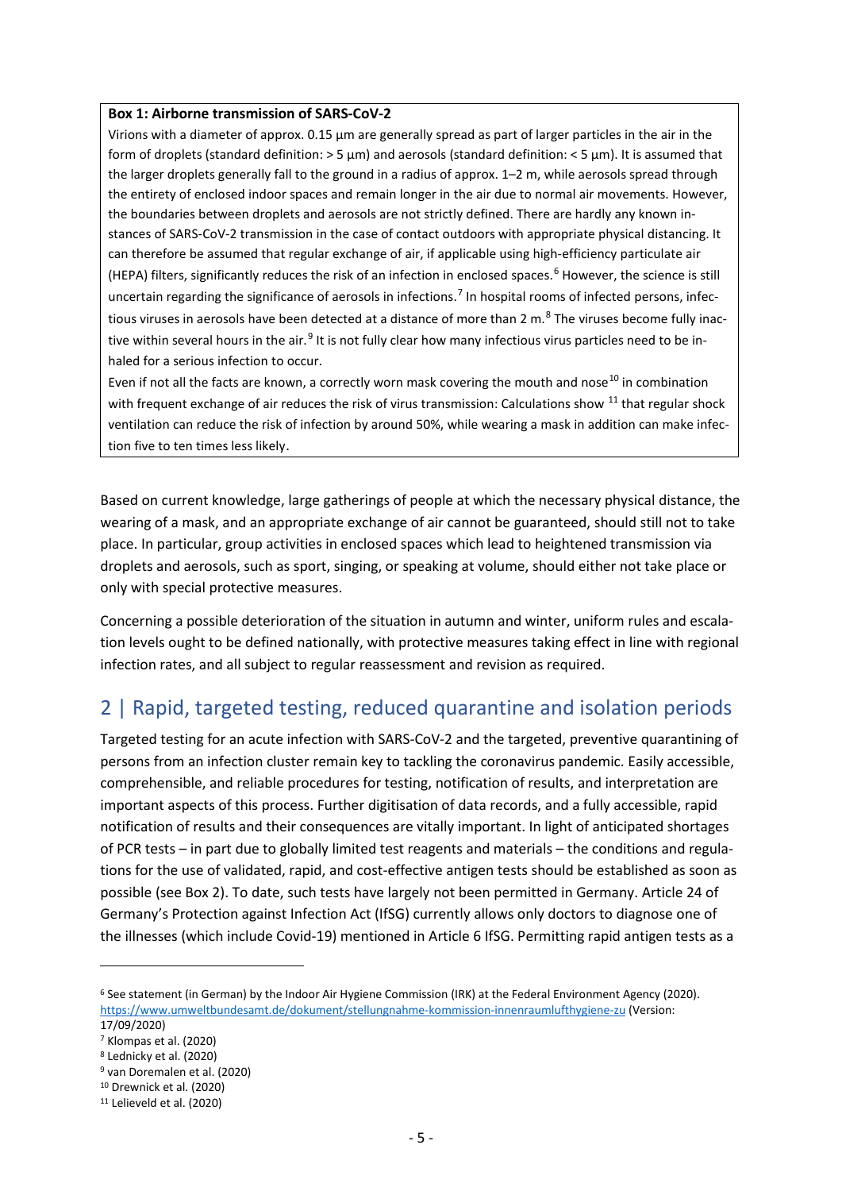**Box 1: Airborne transmission of SARS-CoV-2**

Virions with a diameter of approx. 0.15 µm are generally spread as part of larger particles in the air in the form of droplets (standard definition: > 5 µm) and aerosols (standard definition: < 5 µm). It is assumed that the larger droplets generally fall to the ground in a radius of approx. 1–2 m, while aerosols spread through the entirety of enclosed indoor spaces and remain longer in the air due to normal air movements. However, the boundaries between droplets and aerosols are not strictly defined. There are hardly any known instances of SARS-CoV-2 transmission in the case of contact outdoors with appropriate physical distancing. It can therefore be assumed that regular exchange of air, if applicable using high-efficiency particulate air (HEPA) filters, significantly reduces the risk of an infection in enclosed spaces.[6] However, the science is still uncertain regarding the significance of aerosols in infections.[7] In hospital rooms of infected persons, infectious viruses in aerosols have been detected at a distance of more than 2 m.[8] The viruses become fully inactive within several hours in the air.[9] It is not fully clear how many infectious virus particles need to be inhaled for a serious infection to occur.

Even if not all the facts are known, a correctly worn mask covering the mouth and nose[10] in combination with frequent exchange of air reduces the risk of virus transmission: Calculations show [11] that regular shock ventilation can reduce the risk of infection by around 50%, while wearing a mask in addition can make infection five to ten times less likely.

Based on current knowledge, large gatherings of people at which the necessary physical distance, the wearing of a mask, and an appropriate exchange of air cannot be guaranteed, should still not to take place. In particular, group activities in enclosed spaces which lead to heightened transmission via droplets and aerosols, such as sport, singing, or speaking at volume, should either not take place or only with special protective measures.

Concerning a possible deterioration of the situation in autumn and winter, uniform rules and escalation levels ought to be defined nationally, with protective measures taking effect in line with regional infection rates, and all subject to regular reassessment and revision as required.

## 2 | Rapid, targeted testing, reduced quarantine and isolation periods

Targeted testing for an acute infection with SARS-CoV-2 and the targeted, preventive quarantining of persons from an infection cluster remain key to tackling the coronavirus pandemic. Easily accessible, comprehensible, and reliable procedures for testing, notification of results, and interpretation are important aspects of this process. Further digitisation of data records, and a fully accessible, rapid notification of results and their consequences are vitally important. In light of anticipated shortages of PCR tests – in part due to globally limited test reagents and materials – the conditions and regulations for the use of validated, rapid, and cost-effective antigen tests should be established as soon as possible (see Box 2). To date, such tests have largely not been permitted in Germany. Article 24 of Germany's Protection against Infection Act (IfSG) currently allows only doctors to diagnose one of the illnesses (which include Covid-19) mentioned in Article 6 IfSG. Permitting rapid antigen tests as a

---

[6] See statement (in German) by the Indoor Air Hygiene Commission (IRK) at the Federal Environment Agency (2020). https://www.umweltbundesamt.de/dokument/stellungnahme-kommission-innenraumlufthygiene-zu (Version: 17/09/2020)

[7] Klompas et al. (2020)

[8] Lednicky et al. (2020)

[9] van Doremalen et al. (2020)

[10] Drewnick et al. (2020)

[11] Lelieveld et al. (2020)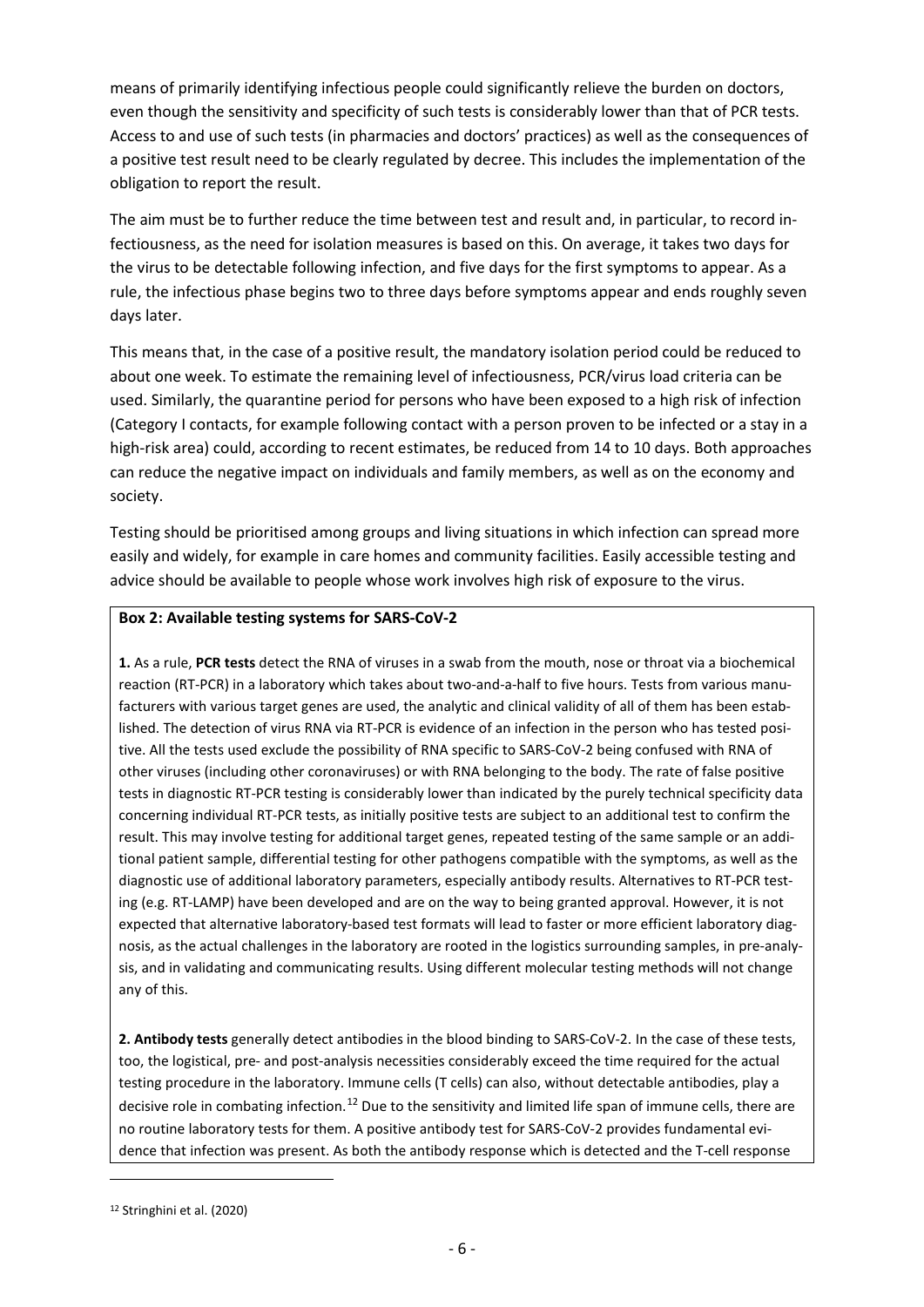means of primarily identifying infectious people could significantly relieve the burden on doctors, even though the sensitivity and specificity of such tests is considerably lower than that of PCR tests. Access to and use of such tests (in pharmacies and doctors' practices) as well as the consequences of a positive test result need to be clearly regulated by decree. This includes the implementation of the obligation to report the result.

The aim must be to further reduce the time between test and result and, in particular, to record infectiousness, as the need for isolation measures is based on this. On average, it takes two days for the virus to be detectable following infection, and five days for the first symptoms to appear. As a rule, the infectious phase begins two to three days before symptoms appear and ends roughly seven days later.

This means that, in the case of a positive result, the mandatory isolation period could be reduced to about one week. To estimate the remaining level of infectiousness, PCR/virus load criteria can be used. Similarly, the quarantine period for persons who have been exposed to a high risk of infection (Category I contacts, for example following contact with a person proven to be infected or a stay in a high-risk area) could, according to recent estimates, be reduced from 14 to 10 days. Both approaches can reduce the negative impact on individuals and family members, as well as on the economy and society.

Testing should be prioritised among groups and living situations in which infection can spread more easily and widely, for example in care homes and community facilities. Easily accessible testing and advice should be available to people whose work involves high risk of exposure to the virus.

**Box 2: Available testing systems for SARS-CoV-2**

**1.** As a rule, **PCR tests** detect the RNA of viruses in a swab from the mouth, nose or throat via a biochemical reaction (RT-PCR) in a laboratory which takes about two-and-a-half to five hours. Tests from various manufacturers with various target genes are used, the analytic and clinical validity of all of them has been established. The detection of virus RNA via RT-PCR is evidence of an infection in the person who has tested positive. All the tests used exclude the possibility of RNA specific to SARS-CoV-2 being confused with RNA of other viruses (including other coronaviruses) or with RNA belonging to the body. The rate of false positive tests in diagnostic RT-PCR testing is considerably lower than indicated by the purely technical specificity data concerning individual RT-PCR tests, as initially positive tests are subject to an additional test to confirm the result. This may involve testing for additional target genes, repeated testing of the same sample or an additional patient sample, differential testing for other pathogens compatible with the symptoms, as well as the diagnostic use of additional laboratory parameters, especially antibody results. Alternatives to RT-PCR testing (e.g. RT-LAMP) have been developed and are on the way to being granted approval. However, it is not expected that alternative laboratory-based test formats will lead to faster or more efficient laboratory diagnosis, as the actual challenges in the laboratory are rooted in the logistics surrounding samples, in pre-analysis, and in validating and communicating results. Using different molecular testing methods will not change any of this.

**2. Antibody tests** generally detect antibodies in the blood binding to SARS-CoV-2. In the case of these tests, too, the logistical, pre- and post-analysis necessities considerably exceed the time required for the actual testing procedure in the laboratory. Immune cells (T cells) can also, without detectable antibodies, play a decisive role in combating infection.[12] Due to the sensitivity and limited life span of immune cells, there are no routine laboratory tests for them. A positive antibody test for SARS-CoV-2 provides fundamental evidence that infection was present. As both the antibody response which is detected and the T-cell response

[12] Stringhini et al. (2020)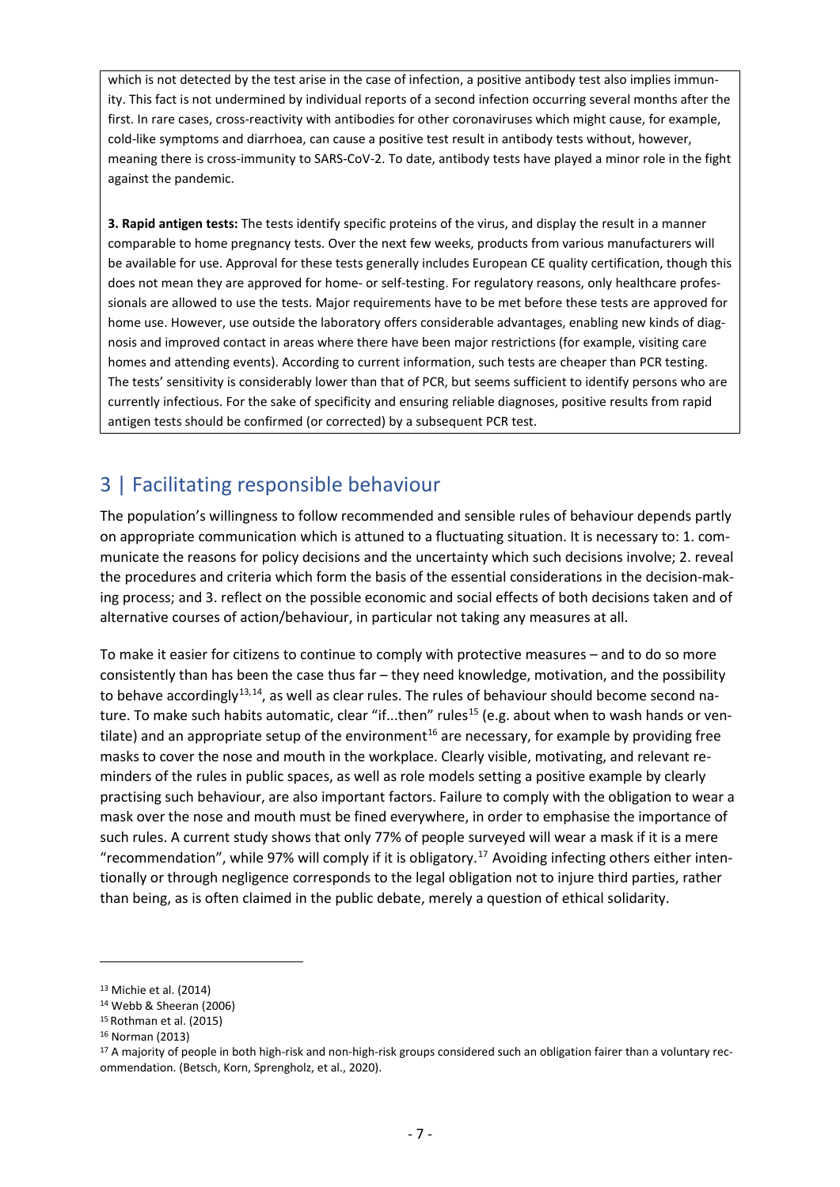which is not detected by the test arise in the case of infection, a positive antibody test also implies immunity. This fact is not undermined by individual reports of a second infection occurring several months after the first. In rare cases, cross-reactivity with antibodies for other coronaviruses which might cause, for example, cold-like symptoms and diarrhoea, can cause a positive test result in antibody tests without, however, meaning there is cross-immunity to SARS-CoV-2. To date, antibody tests have played a minor role in the fight against the pandemic.

**3. Rapid antigen tests:** The tests identify specific proteins of the virus, and display the result in a manner comparable to home pregnancy tests. Over the next few weeks, products from various manufacturers will be available for use. Approval for these tests generally includes European CE quality certification, though this does not mean they are approved for home- or self-testing. For regulatory reasons, only healthcare professionals are allowed to use the tests. Major requirements have to be met before these tests are approved for home use. However, use outside the laboratory offers considerable advantages, enabling new kinds of diagnosis and improved contact in areas where there have been major restrictions (for example, visiting care homes and attending events). According to current information, such tests are cheaper than PCR testing. The tests' sensitivity is considerably lower than that of PCR, but seems sufficient to identify persons who are currently infectious. For the sake of specificity and ensuring reliable diagnoses, positive results from rapid antigen tests should be confirmed (or corrected) by a subsequent PCR test.

## 3 | Facilitating responsible behaviour

The population's willingness to follow recommended and sensible rules of behaviour depends partly on appropriate communication which is attuned to a fluctuating situation. It is necessary to: 1. communicate the reasons for policy decisions and the uncertainty which such decisions involve; 2. reveal the procedures and criteria which form the basis of the essential considerations in the decision-making process; and 3. reflect on the possible economic and social effects of both decisions taken and of alternative courses of action/behaviour, in particular not taking any measures at all.

To make it easier for citizens to continue to comply with protective measures – and to do so more consistently than has been the case thus far – they need knowledge, motivation, and the possibility to behave accordingly[13,14], as well as clear rules. The rules of behaviour should become second nature. To make such habits automatic, clear "if...then" rules[15] (e.g. about when to wash hands or ventilate) and an appropriate setup of the environment[16] are necessary, for example by providing free masks to cover the nose and mouth in the workplace. Clearly visible, motivating, and relevant reminders of the rules in public spaces, as well as role models setting a positive example by clearly practising such behaviour, are also important factors. Failure to comply with the obligation to wear a mask over the nose and mouth must be fined everywhere, in order to emphasise the importance of such rules. A current study shows that only 77% of people surveyed will wear a mask if it is a mere "recommendation", while 97% will comply if it is obligatory.[17] Avoiding infecting others either intentionally or through negligence corresponds to the legal obligation not to injure third parties, rather than being, as is often claimed in the public debate, merely a question of ethical solidarity.

---

[13] Michie et al. (2014)

[14] Webb & Sheeran (2006)

[15] Rothman et al. (2015)

[16] Norman (2013)

[17] A majority of people in both high-risk and non-high-risk groups considered such an obligation fairer than a voluntary recommendation. (Betsch, Korn, Sprengholz, et al., 2020).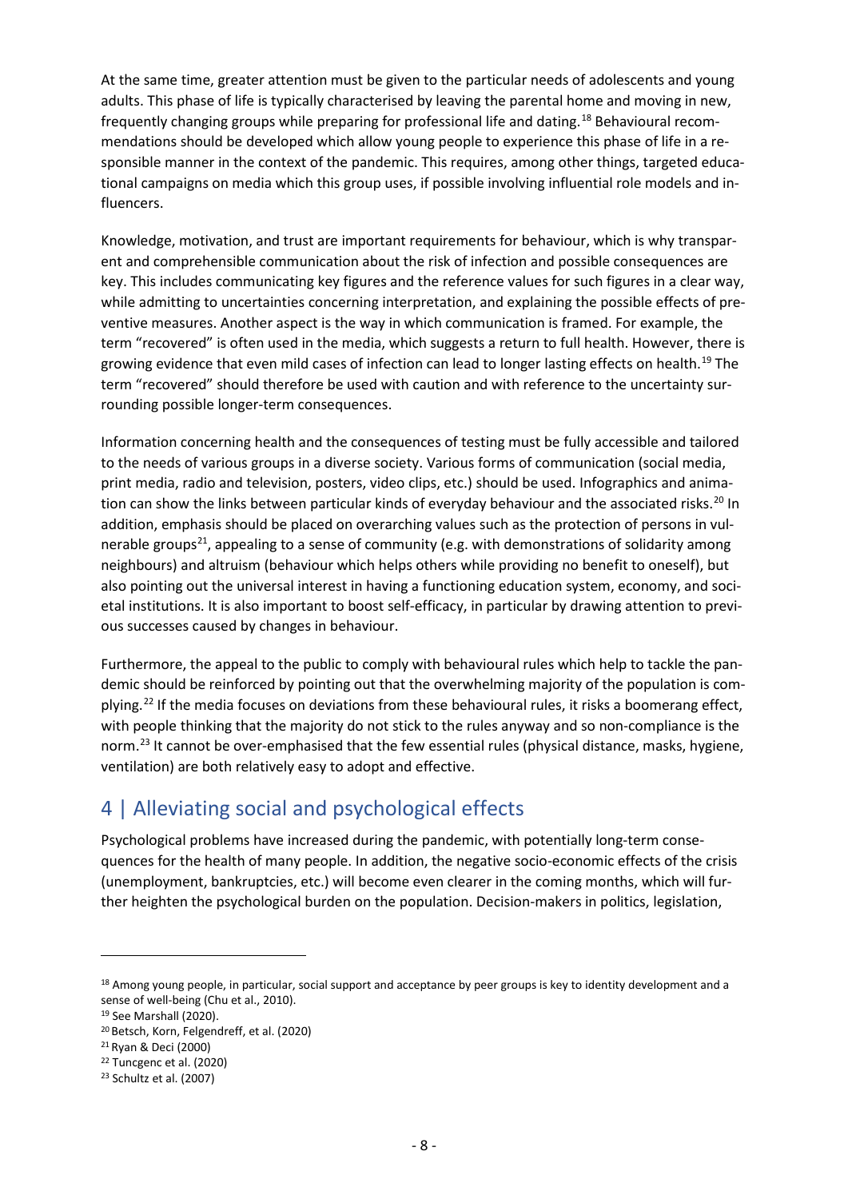At the same time, greater attention must be given to the particular needs of adolescents and young adults. This phase of life is typically characterised by leaving the parental home and moving in new, frequently changing groups while preparing for professional life and dating.[18] Behavioural recommendations should be developed which allow young people to experience this phase of life in a responsible manner in the context of the pandemic. This requires, among other things, targeted educational campaigns on media which this group uses, if possible involving influential role models and influencers.

Knowledge, motivation, and trust are important requirements for behaviour, which is why transparent and comprehensible communication about the risk of infection and possible consequences are key. This includes communicating key figures and the reference values for such figures in a clear way, while admitting to uncertainties concerning interpretation, and explaining the possible effects of preventive measures. Another aspect is the way in which communication is framed. For example, the term "recovered" is often used in the media, which suggests a return to full health. However, there is growing evidence that even mild cases of infection can lead to longer lasting effects on health.[19] The term "recovered" should therefore be used with caution and with reference to the uncertainty surrounding possible longer-term consequences.

Information concerning health and the consequences of testing must be fully accessible and tailored to the needs of various groups in a diverse society. Various forms of communication (social media, print media, radio and television, posters, video clips, etc.) should be used. Infographics and animation can show the links between particular kinds of everyday behaviour and the associated risks.[20] In addition, emphasis should be placed on overarching values such as the protection of persons in vulnerable groups[21], appealing to a sense of community (e.g. with demonstrations of solidarity among neighbours) and altruism (behaviour which helps others while providing no benefit to oneself), but also pointing out the universal interest in having a functioning education system, economy, and societal institutions. It is also important to boost self-efficacy, in particular by drawing attention to previous successes caused by changes in behaviour.

Furthermore, the appeal to the public to comply with behavioural rules which help to tackle the pandemic should be reinforced by pointing out that the overwhelming majority of the population is complying.[22] If the media focuses on deviations from these behavioural rules, it risks a boomerang effect, with people thinking that the majority do not stick to the rules anyway and so non-compliance is the norm.[23] It cannot be over-emphasised that the few essential rules (physical distance, masks, hygiene, ventilation) are both relatively easy to adopt and effective.

## 4 | Alleviating social and psychological effects

Psychological problems have increased during the pandemic, with potentially long-term consequences for the health of many people. In addition, the negative socio-economic effects of the crisis (unemployment, bankruptcies, etc.) will become even clearer in the coming months, which will further heighten the psychological burden on the population. Decision-makers in politics, legislation,

---

[18] Among young people, in particular, social support and acceptance by peer groups is key to identity development and a sense of well-being (Chu et al., 2010).

[19] See Marshall (2020).

[20] Betsch, Korn, Felgendreff, et al. (2020)

[21] Ryan & Deci (2000)

[22] Tuncgenc et al. (2020)

[23] Schultz et al. (2007)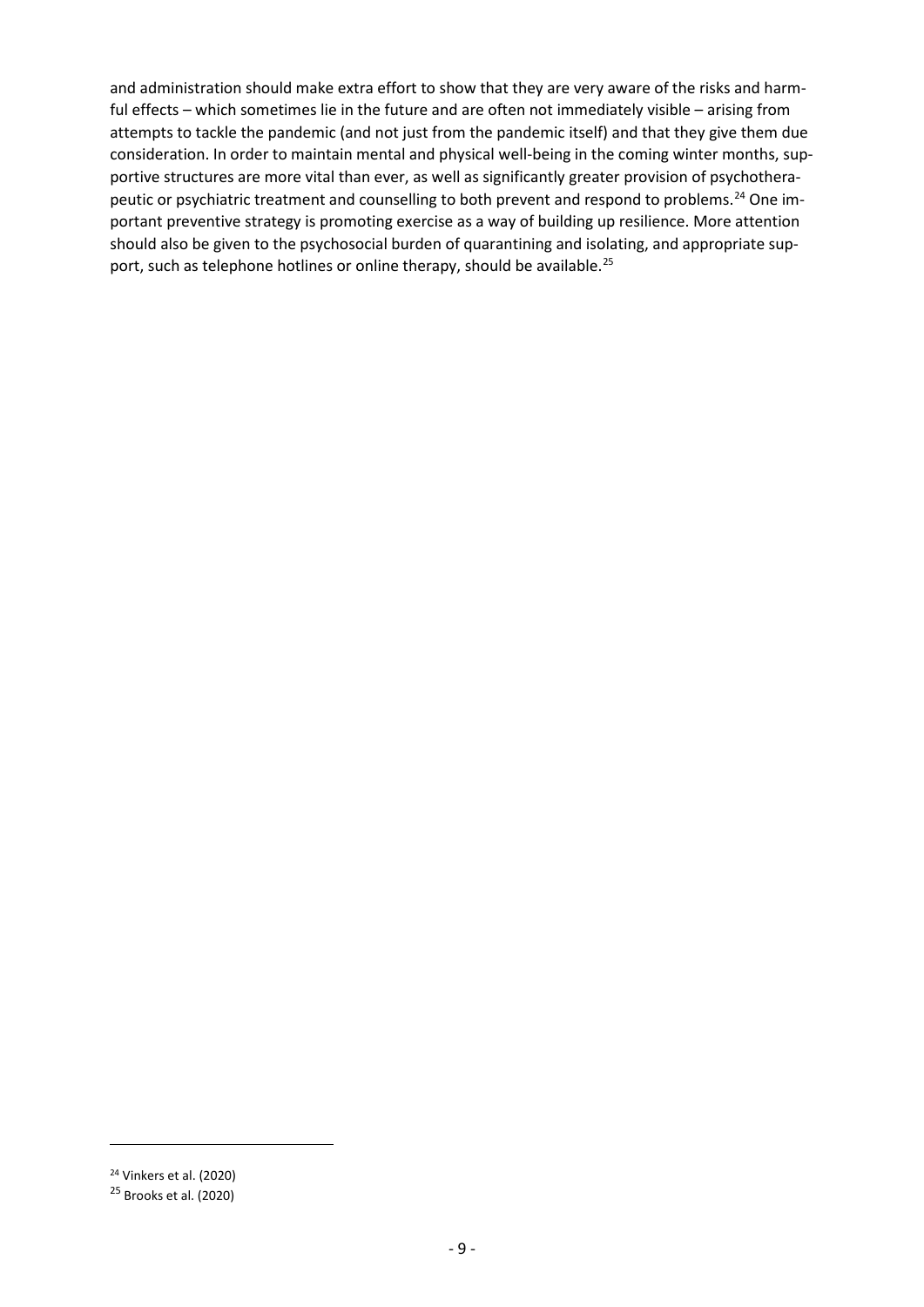and administration should make extra effort to show that they are very aware of the risks and harmful effects – which sometimes lie in the future and are often not immediately visible – arising from attempts to tackle the pandemic (and not just from the pandemic itself) and that they give them due consideration. In order to maintain mental and physical well-being in the coming winter months, supportive structures are more vital than ever, as well as significantly greater provision of psychotherapeutic or psychiatric treatment and counselling to both prevent and respond to problems.[24] One important preventive strategy is promoting exercise as a way of building up resilience. More attention should also be given to the psychosocial burden of quarantining and isolating, and appropriate support, such as telephone hotlines or online therapy, should be available.[25]

---

[24] Vinkers et al. (2020)

[25] Brooks et al. (2020)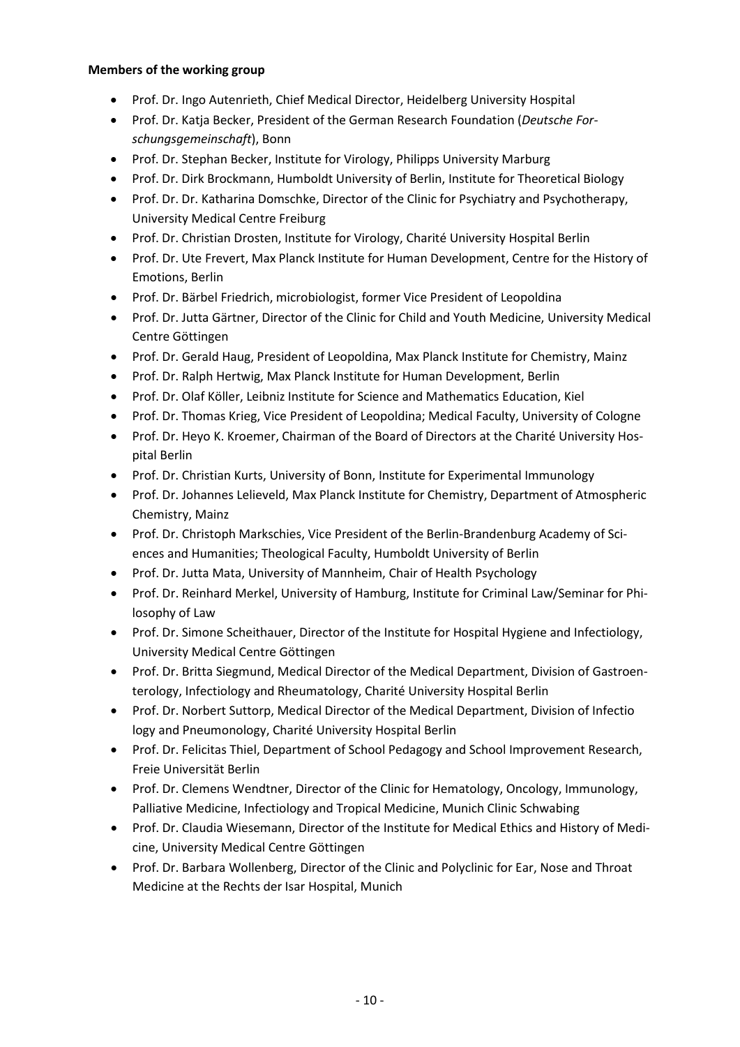**Members of the working group**

- Prof. Dr. Ingo Autenrieth, Chief Medical Director, Heidelberg University Hospital
- Prof. Dr. Katja Becker, President of the German Research Foundation (*Deutsche Forschungsgemeinschaft*), Bonn
- Prof. Dr. Stephan Becker, Institute for Virology, Philipps University Marburg
- Prof. Dr. Dirk Brockmann, Humboldt University of Berlin, Institute for Theoretical Biology
- Prof. Dr. Dr. Katharina Domschke, Director of the Clinic for Psychiatry and Psychotherapy, University Medical Centre Freiburg
- Prof. Dr. Christian Drosten, Institute for Virology, Charité University Hospital Berlin
- Prof. Dr. Ute Frevert, Max Planck Institute for Human Development, Centre for the History of Emotions, Berlin
- Prof. Dr. Bärbel Friedrich, microbiologist, former Vice President of Leopoldina
- Prof. Dr. Jutta Gärtner, Director of the Clinic for Child and Youth Medicine, University Medical Centre Göttingen
- Prof. Dr. Gerald Haug, President of Leopoldina, Max Planck Institute for Chemistry, Mainz
- Prof. Dr. Ralph Hertwig, Max Planck Institute for Human Development, Berlin
- Prof. Dr. Olaf Köller, Leibniz Institute for Science and Mathematics Education, Kiel
- Prof. Dr. Thomas Krieg, Vice President of Leopoldina; Medical Faculty, University of Cologne
- Prof. Dr. Heyo K. Kroemer, Chairman of the Board of Directors at the Charité University Hospital Berlin
- Prof. Dr. Christian Kurts, University of Bonn, Institute for Experimental Immunology
- Prof. Dr. Johannes Lelieveld, Max Planck Institute for Chemistry, Department of Atmospheric Chemistry, Mainz
- Prof. Dr. Christoph Markschies, Vice President of the Berlin-Brandenburg Academy of Sciences and Humanities; Theological Faculty, Humboldt University of Berlin
- Prof. Dr. Jutta Mata, University of Mannheim, Chair of Health Psychology
- Prof. Dr. Reinhard Merkel, University of Hamburg, Institute for Criminal Law/Seminar for Philosophy of Law
- Prof. Dr. Simone Scheithauer, Director of the Institute for Hospital Hygiene and Infectiology, University Medical Centre Göttingen
- Prof. Dr. Britta Siegmund, Medical Director of the Medical Department, Division of Gastroenterology, Infectiology and Rheumatology, Charité University Hospital Berlin
- Prof. Dr. Norbert Suttorp, Medical Director of the Medical Department, Division of Infectio logy and Pneumonology, Charité University Hospital Berlin
- Prof. Dr. Felicitas Thiel, Department of School Pedagogy and School Improvement Research, Freie Universität Berlin
- Prof. Dr. Clemens Wendtner, Director of the Clinic for Hematology, Oncology, Immunology, Palliative Medicine, Infectiology and Tropical Medicine, Munich Clinic Schwabing
- Prof. Dr. Claudia Wiesemann, Director of the Institute for Medical Ethics and History of Medicine, University Medical Centre Göttingen
- Prof. Dr. Barbara Wollenberg, Director of the Clinic and Polyclinic for Ear, Nose and Throat Medicine at the Rechts der Isar Hospital, Munich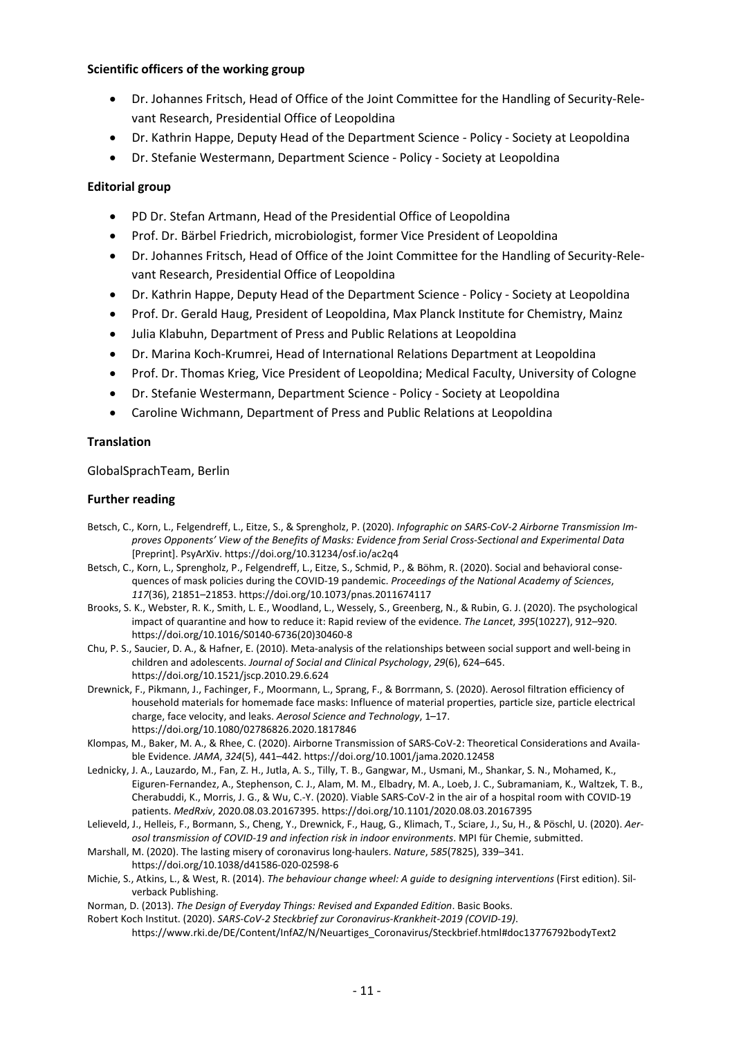### Scientific officers of the working group

- Dr. Johannes Fritsch, Head of Office of the Joint Committee for the Handling of Security-Relevant Research, Presidential Office of Leopoldina
- Dr. Kathrin Happe, Deputy Head of the Department Science - Policy - Society at Leopoldina
- Dr. Stefanie Westermann, Department Science - Policy - Society at Leopoldina

### Editorial group

- PD Dr. Stefan Artmann, Head of the Presidential Office of Leopoldina
- Prof. Dr. Bärbel Friedrich, microbiologist, former Vice President of Leopoldina
- Dr. Johannes Fritsch, Head of Office of the Joint Committee for the Handling of Security-Relevant Research, Presidential Office of Leopoldina
- Dr. Kathrin Happe, Deputy Head of the Department Science - Policy - Society at Leopoldina
- Prof. Dr. Gerald Haug, President of Leopoldina, Max Planck Institute for Chemistry, Mainz
- Julia Klabuhn, Department of Press and Public Relations at Leopoldina
- Dr. Marina Koch-Krumrei, Head of International Relations Department at Leopoldina
- Prof. Dr. Thomas Krieg, Vice President of Leopoldina; Medical Faculty, University of Cologne
- Dr. Stefanie Westermann, Department Science - Policy - Society at Leopoldina
- Caroline Wichmann, Department of Press and Public Relations at Leopoldina

### Translation

GlobalSprachTeam, Berlin

### Further reading

Betsch, C., Korn, L., Felgendreff, L., Eitze, S., & Sprengholz, P. (2020). *Infographic on SARS-CoV-2 Airborne Transmission Improves Opponents' View of the Benefits of Masks: Evidence from Serial Cross-Sectional and Experimental Data* [Preprint]. PsyArXiv. https://doi.org/10.31234/osf.io/ac2q4

Betsch, C., Korn, L., Sprengholz, P., Felgendreff, L., Eitze, S., Schmid, P., & Böhm, R. (2020). Social and behavioral consequences of mask policies during the COVID-19 pandemic. *Proceedings of the National Academy of Sciences*, *117*(36), 21851–21853. https://doi.org/10.1073/pnas.2011674117

Brooks, S. K., Webster, R. K., Smith, L. E., Woodland, L., Wessely, S., Greenberg, N., & Rubin, G. J. (2020). The psychological impact of quarantine and how to reduce it: Rapid review of the evidence. *The Lancet*, *395*(10227), 912–920. https://doi.org/10.1016/S0140-6736(20)30460-8

Chu, P. S., Saucier, D. A., & Hafner, E. (2010). Meta-analysis of the relationships between social support and well-being in children and adolescents. *Journal of Social and Clinical Psychology*, *29*(6), 624–645. https://doi.org/10.1521/jscp.2010.29.6.624

Drewnick, F., Pikmann, J., Fachinger, F., Moormann, L., Sprang, F., & Borrmann, S. (2020). Aerosol filtration efficiency of household materials for homemade face masks: Influence of material properties, particle size, particle electrical charge, face velocity, and leaks. *Aerosol Science and Technology*, 1–17. https://doi.org/10.1080/02786826.2020.1817846

Klompas, M., Baker, M. A., & Rhee, C. (2020). Airborne Transmission of SARS-CoV-2: Theoretical Considerations and Available Evidence. *JAMA*, *324*(5), 441–442. https://doi.org/10.1001/jama.2020.12458

Lednicky, J. A., Lauzardo, M., Fan, Z. H., Jutla, A. S., Tilly, T. B., Gangwar, M., Usmani, M., Shankar, S. N., Mohamed, K., Eiguren-Fernandez, A., Stephenson, C. J., Alam, M. M., Elbadry, M. A., Loeb, J. C., Subramaniam, K., Waltzek, T. B., Cherabuddi, K., Morris, J. G., & Wu, C.-Y. (2020). Viable SARS-CoV-2 in the air of a hospital room with COVID-19 patients. *MedRxiv*, 2020.08.03.20167395. https://doi.org/10.1101/2020.08.03.20167395

Lelieveld, J., Helleis, F., Bormann, S., Cheng, Y., Drewnick, F., Haug, G., Klimach, T., Sciare, J., Su, H., & Pöschl, U. (2020). *Aerosol transmission of COVID-19 and infection risk in indoor environments*. MPI für Chemie, submitted.

Marshall, M. (2020). The lasting misery of coronavirus long-haulers. *Nature*, *585*(7825), 339–341. https://doi.org/10.1038/d41586-020-02598-6

Michie, S., Atkins, L., & West, R. (2014). *The behaviour change wheel: A guide to designing interventions* (First edition). Silverback Publishing.

Norman, D. (2013). *The Design of Everyday Things: Revised and Expanded Edition*. Basic Books.

Robert Koch Institut. (2020). *SARS-CoV-2 Steckbrief zur Coronavirus-Krankheit-2019 (COVID-19)*. https://www.rki.de/DE/Content/InfAZ/N/Neuartiges_Coronavirus/Steckbrief.html#doc13776792bodyText2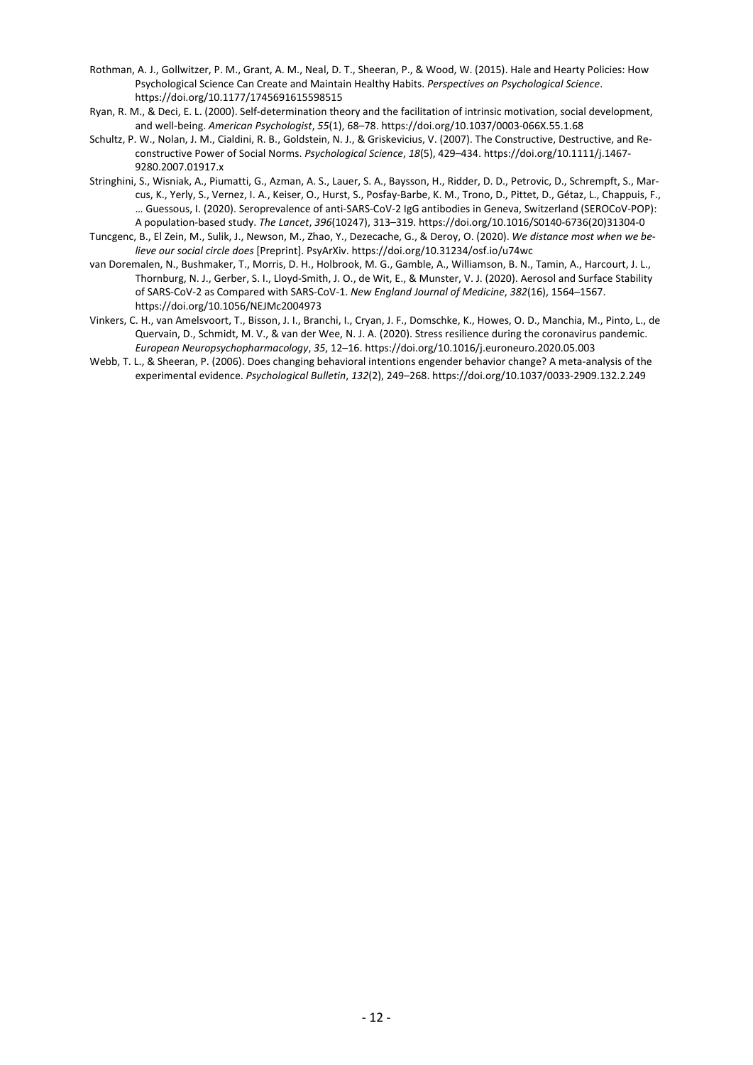Rothman, A. J., Gollwitzer, P. M., Grant, A. M., Neal, D. T., Sheeran, P., & Wood, W. (2015). Hale and Hearty Policies: How Psychological Science Can Create and Maintain Healthy Habits. *Perspectives on Psychological Science*. https://doi.org/10.1177/1745691615598515

Ryan, R. M., & Deci, E. L. (2000). Self-determination theory and the facilitation of intrinsic motivation, social development, and well-being. *American Psychologist*, *55*(1), 68–78. https://doi.org/10.1037/0003-066X.55.1.68

Schultz, P. W., Nolan, J. M., Cialdini, R. B., Goldstein, N. J., & Griskevicius, V. (2007). The Constructive, Destructive, and Reconstructive Power of Social Norms. *Psychological Science*, *18*(5), 429–434. https://doi.org/10.1111/j.1467-9280.2007.01917.x

Stringhini, S., Wisniak, A., Piumatti, G., Azman, A. S., Lauer, S. A., Baysson, H., Ridder, D. D., Petrovic, D., Schrempft, S., Marcus, K., Yerly, S., Vernez, I. A., Keiser, O., Hurst, S., Posfay-Barbe, K. M., Trono, D., Pittet, D., Gétaz, L., Chappuis, F., … Guessous, I. (2020). Seroprevalence of anti-SARS-CoV-2 IgG antibodies in Geneva, Switzerland (SEROCoV-POP): A population-based study. *The Lancet*, *396*(10247), 313–319. https://doi.org/10.1016/S0140-6736(20)31304-0

Tuncgenc, B., El Zein, M., Sulik, J., Newson, M., Zhao, Y., Dezecache, G., & Deroy, O. (2020). *We distance most when we believe our social circle does* [Preprint]. PsyArXiv. https://doi.org/10.31234/osf.io/u74wc

van Doremalen, N., Bushmaker, T., Morris, D. H., Holbrook, M. G., Gamble, A., Williamson, B. N., Tamin, A., Harcourt, J. L., Thornburg, N. J., Gerber, S. I., Lloyd-Smith, J. O., de Wit, E., & Munster, V. J. (2020). Aerosol and Surface Stability of SARS-CoV-2 as Compared with SARS-CoV-1. *New England Journal of Medicine*, *382*(16), 1564–1567. https://doi.org/10.1056/NEJMc2004973

Vinkers, C. H., van Amelsvoort, T., Bisson, J. I., Branchi, I., Cryan, J. F., Domschke, K., Howes, O. D., Manchia, M., Pinto, L., de Quervain, D., Schmidt, M. V., & van der Wee, N. J. A. (2020). Stress resilience during the coronavirus pandemic. *European Neuropsychopharmacology*, *35*, 12–16. https://doi.org/10.1016/j.euroneuro.2020.05.003

Webb, T. L., & Sheeran, P. (2006). Does changing behavioral intentions engender behavior change? A meta-analysis of the experimental evidence. *Psychological Bulletin*, *132*(2), 249–268. https://doi.org/10.1037/0033-2909.132.2.249